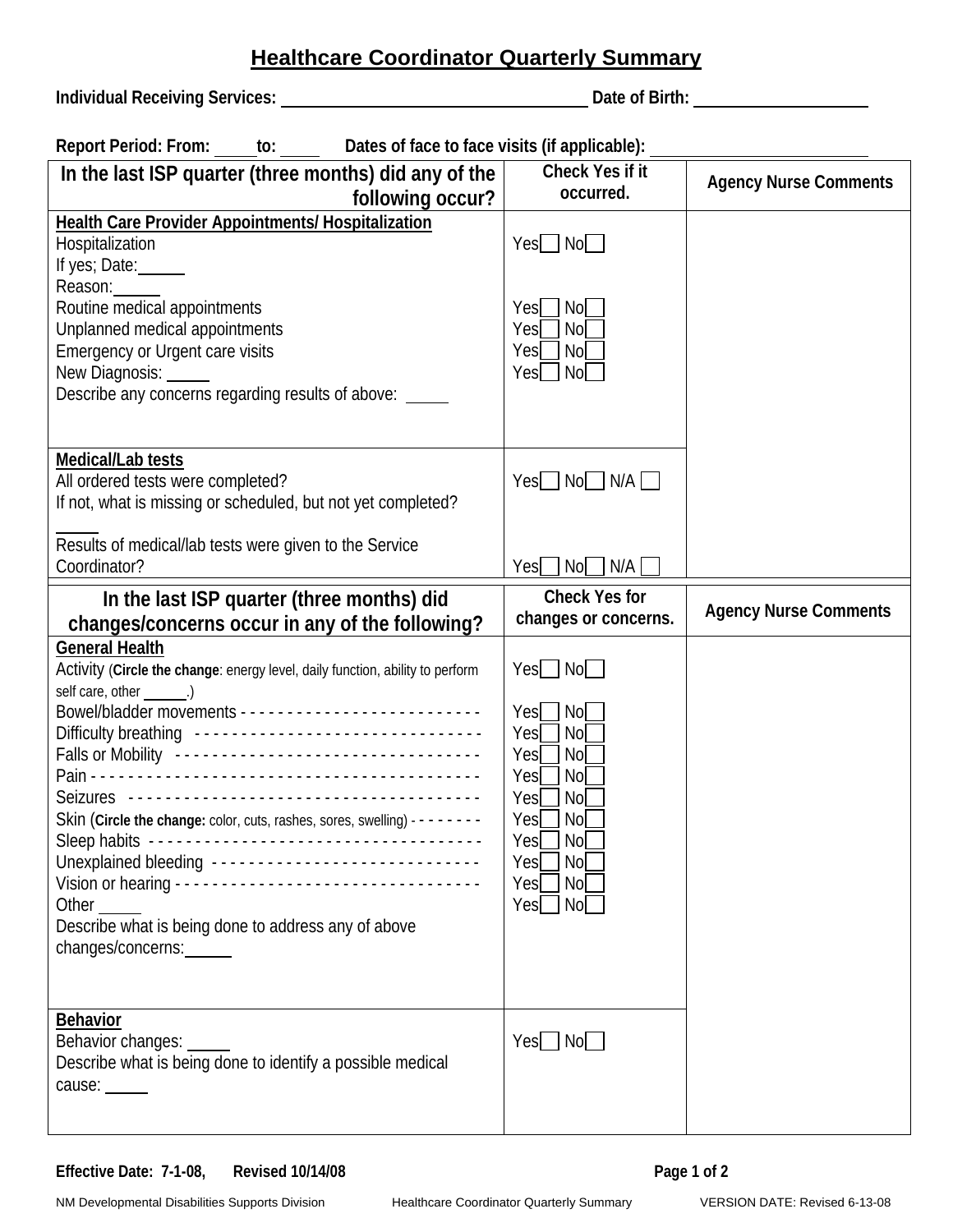# Healthcare Coordinator Quarterly Summary

**Individual Receiving Services:** ____________________ **Date of Birth:** ____________

**Report Period: From:** _____ **to:** _____ **Dates of face to face visits (if applicable):** ____________

| In the last ISP quarter (three months) did any of the following occur? | Check Yes if it occurred. | Agency Nurse Comments |
|---|---|---|
| **Health Care Provider Appointments/ Hospitalization** | | |
| Hospitalization | Yes☐ No☐ | |
| If yes; Date: _____ | | |
| Reason: _____ | | |
| Routine medical appointments | Yes☐ No☐ | |
| Unplanned medical appointments | Yes☐ No☐ | |
| Emergency or Urgent care visits | Yes☐ No☐ | |
| New Diagnosis: _____ | Yes☐ No☐ | |
| Describe any concerns regarding results of above: _____ | | |
| **Medical/Lab tests** | | |
| All ordered tests were completed? | Yes☐ No☐ N/A☐ | |
| If not, what is missing or scheduled, but not yet completed? _____ | | |
| Results of medical/lab tests were given to the Service Coordinator? | Yes☐ No☐ N/A☐ | |

| In the last ISP quarter (three months) did changes/concerns occur in any of the following? | Check Yes for changes or concerns. | Agency Nurse Comments |
|---|---|---|
| **General Health** | | |
| Activity (**Circle the change**: energy level, daily function, ability to perform self care, other _____.) | Yes☐ No☐ | |
| Bowel/bladder movements - - - - - - - - - - - - - - - - - - - - - - - - - | Yes☐ No☐ | |
| Difficulty breathing - - - - - - - - - - - - - - - - - - - - - - - - - - - - - - | Yes☐ No☐ | |
| Falls or Mobility - - - - - - - - - - - - - - - - - - - - - - - - - - - - - - - - | Yes☐ No☐ | |
| Pain - - - - - - - - - - - - - - - - - - - - - - - - - - - - - - - - - - - - - - - - - | Yes☐ No☐ | |
| Seizures - - - - - - - - - - - - - - - - - - - - - - - - - - - - - - - - - - - - - | Yes☐ No☐ | |
| Skin (**Circle the change:** color, cuts, rashes, sores, swelling) - - - - - - - - | Yes☐ No☐ | |
| Sleep habits - - - - - - - - - - - - - - - - - - - - - - - - - - - - - - - - - - - | Yes☐ No☐ | |
| Unexplained bleeding - - - - - - - - - - - - - - - - - - - - - - - - - - - - - | Yes☐ No☐ | |
| Vision or hearing - - - - - - - - - - - - - - - - - - - - - - - - - - - - - - - - | Yes☐ No☐ | |
| Other _____ | Yes☐ No☐ | |
| Describe what is being done to address any of above changes/concerns: _____ | | |
| **Behavior** | | |
| Behavior changes: _____ | Yes☐ No☐ | |
| Describe what is being done to identify a possible medical cause: _____ | | |

**Effective Date: 7-1-08, Revised 10/14/08**

NM Developmental Disabilities Supports Division Healthcare Coordinator Quarterly Summary VERSION DATE: Revised 6-13-08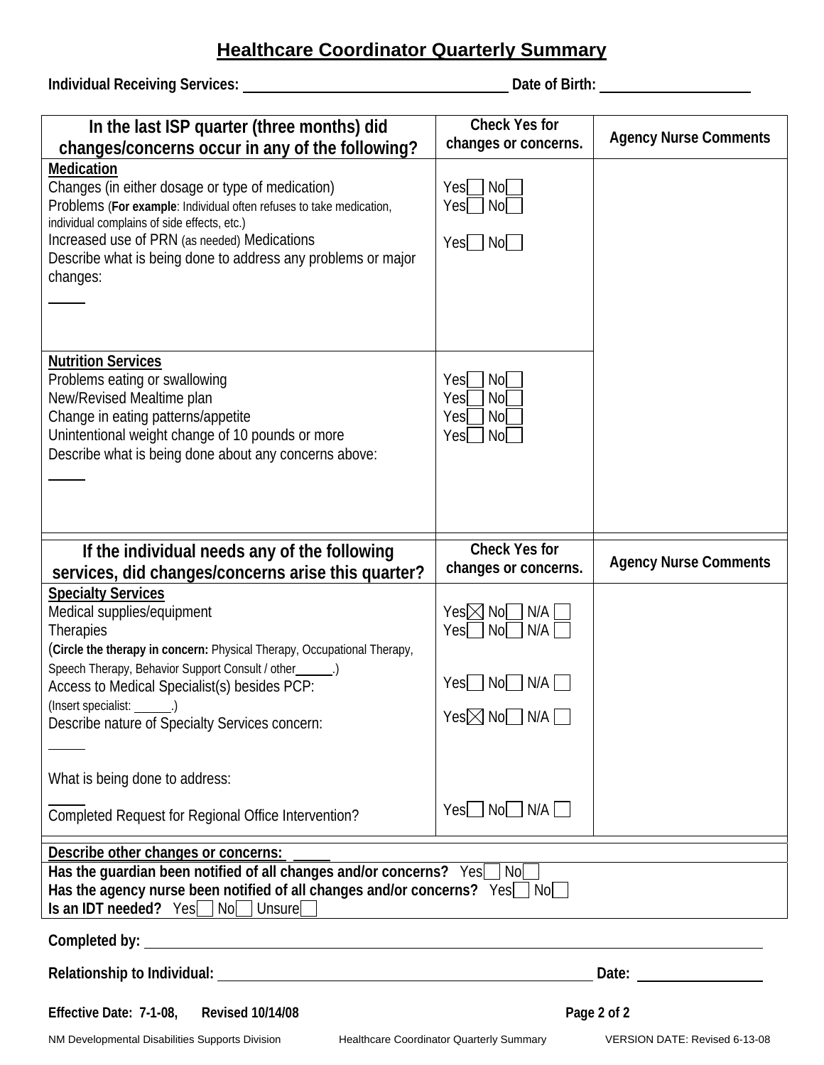# Healthcare Coordinator Quarterly Summary

**Individual Receiving Services:** ______________________ **Date of Birth:** ______________

| In the last ISP quarter (three months) did changes/concerns occur in any of the following? | Check Yes for changes or concerns. | Agency Nurse Comments |
|---|---|---|
| **Medication**<br>Changes (in either dosage or type of medication)<br>Problems (**For example**: Individual often refuses to take medication, individual complains of side effects, etc.)<br>Increased use of PRN (as needed) Medications<br>Describe what is being done to address any problems or major changes:<br>_____ | Yes☐ No☐<br>Yes☐ No☐<br><br>Yes☐ No☐ | |
| **Nutrition Services**<br>Problems eating or swallowing<br>New/Revised Mealtime plan<br>Change in eating patterns/appetite<br>Unintentional weight change of 10 pounds or more<br>Describe what is being done about any concerns above:<br>_____ | Yes☐ No☐<br>Yes☐ No☐<br>Yes☐ No☐<br>Yes☐ No☐ | |

| If the individual needs any of the following services, did changes/concerns arise this quarter? | Check Yes for changes or concerns. | Agency Nurse Comments |
|---|---|---|
| **Specialty Services**<br>Medical supplies/equipment<br>Therapies<br>(**Circle the therapy in concern:** Physical Therapy, Occupational Therapy, Speech Therapy, Behavior Support Consult / other_____.)<br>Access to Medical Specialist(s) besides PCP:<br>(Insert specialist: ______.)<br>Describe nature of Specialty Services concern:<br>_____<br>What is being done to address:<br>_____<br>Completed Request for Regional Office Intervention? | Yes☒ No☐ N/A ☐<br>Yes☐ No☐ N/A ☐<br><br>Yes☐ No☐ N/A ☐<br><br>Yes☒ No☐ N/A ☐<br><br><br><br>Yes☐ No☐ N/A ☐ | |

**Describe other changes or concerns:** _____

**Has the guardian been notified of all changes and/or concerns?** Yes☐ No☐
**Has the agency nurse been notified of all changes and/or concerns?** Yes☐ No☐
**Is an IDT needed?** Yes☐ No☐ Unsure☐

**Completed by:** ______________________________________________

**Relationship to Individual:** ______________________________ **Date:** ______________

**Effective Date: 7-1-08, Revised 10/14/08**